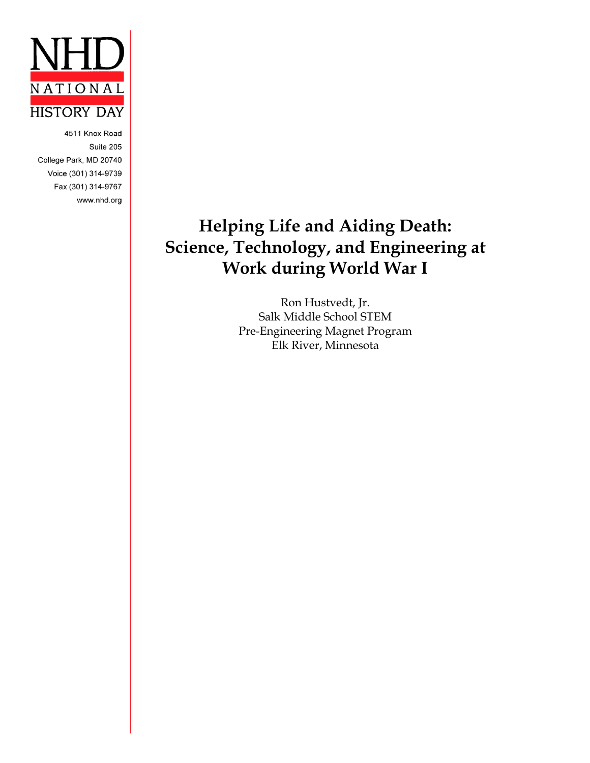NHD

NATIONAL

HISTORY DAY

4511 Knox Road
Suite 205
College Park, MD 20740
Voice (301) 314-9739
Fax (301) 314-9767
www.nhd.org

# Helping Life and Aiding Death: Science, Technology, and Engineering at Work during World War I

Ron Hustvedt, Jr.
Salk Middle School STEM
Pre-Engineering Magnet Program
Elk River, Minnesota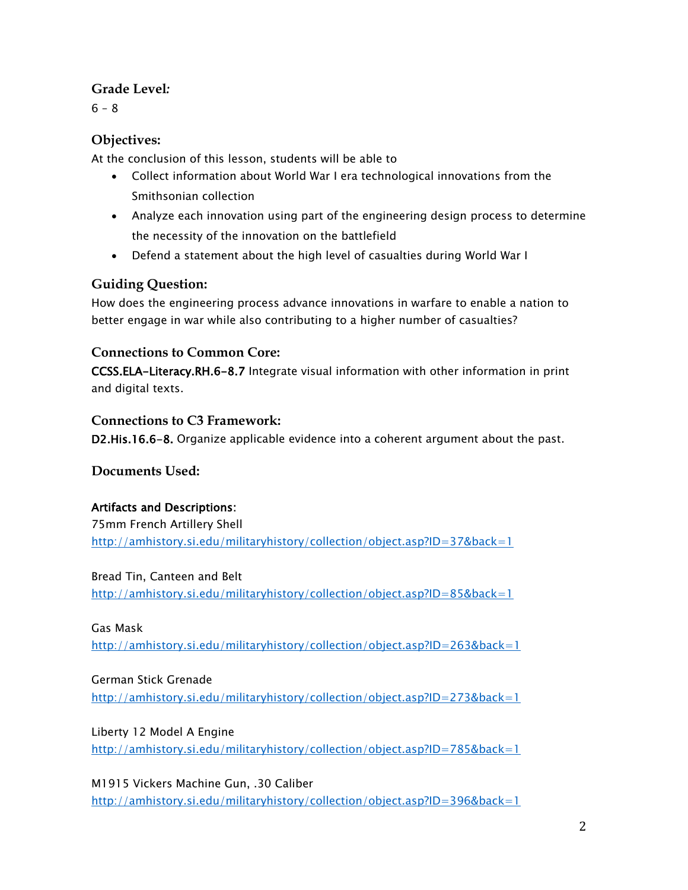### Grade Level:

6 – 8

### Objectives:

At the conclusion of this lesson, students will be able to

- Collect information about World War I era technological innovations from the Smithsonian collection
- Analyze each innovation using part of the engineering design process to determine the necessity of the innovation on the battlefield
- Defend a statement about the high level of casualties during World War I

### Guiding Question:

How does the engineering process advance innovations in warfare to enable a nation to better engage in war while also contributing to a higher number of casualties?

### Connections to Common Core:

CCSS.ELA-Literacy.RH.6-8.7 Integrate visual information with other information in print and digital texts.

### Connections to C3 Framework:

D2.His.16.6-8. Organize applicable evidence into a coherent argument about the past.

### Documents Used:

Artifacts and Descriptions:

75mm French Artillery Shell
http://amhistory.si.edu/militaryhistory/collection/object.asp?ID=37&back=1

Bread Tin, Canteen and Belt
http://amhistory.si.edu/militaryhistory/collection/object.asp?ID=85&back=1

Gas Mask
http://amhistory.si.edu/militaryhistory/collection/object.asp?ID=263&back=1

German Stick Grenade
http://amhistory.si.edu/militaryhistory/collection/object.asp?ID=273&back=1

Liberty 12 Model A Engine
http://amhistory.si.edu/militaryhistory/collection/object.asp?ID=785&back=1

M1915 Vickers Machine Gun, .30 Caliber
http://amhistory.si.edu/militaryhistory/collection/object.asp?ID=396&back=1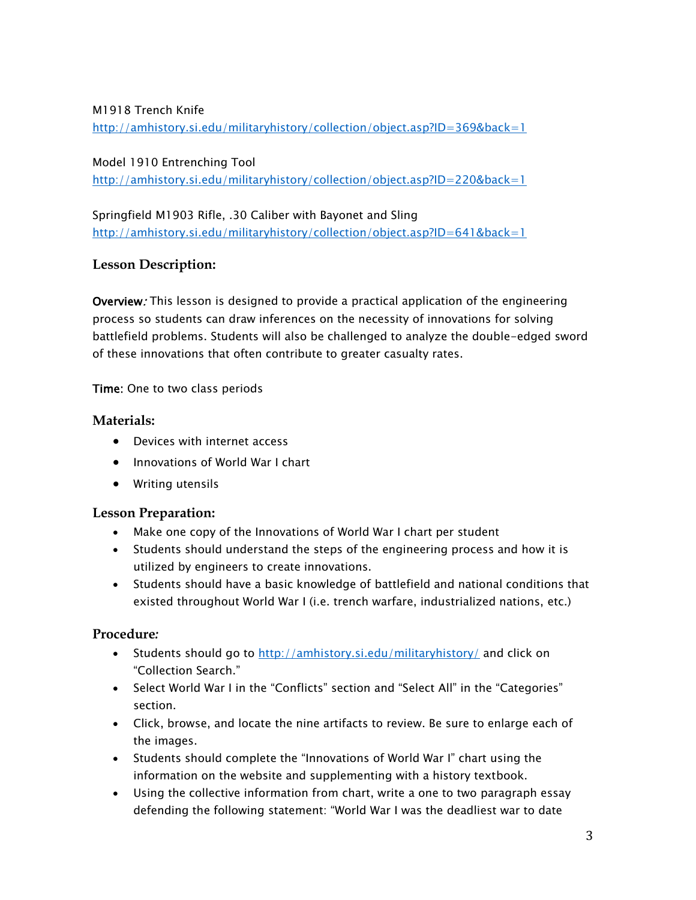M1918 Trench Knife
http://amhistory.si.edu/militaryhistory/collection/object.asp?ID=369&back=1

Model 1910 Entrenching Tool
http://amhistory.si.edu/militaryhistory/collection/object.asp?ID=220&back=1

Springfield M1903 Rifle, .30 Caliber with Bayonet and Sling
http://amhistory.si.edu/militaryhistory/collection/object.asp?ID=641&back=1

## Lesson Description:

**Overview***:* This lesson is designed to provide a practical application of the engineering process so students can draw inferences on the necessity of innovations for solving battlefield problems. Students will also be challenged to analyze the double-edged sword of these innovations that often contribute to greater casualty rates.

**Time**: One to two class periods

## Materials:

- Devices with internet access
- Innovations of World War I chart
- Writing utensils

## Lesson Preparation:

- Make one copy of the Innovations of World War I chart per student
- Students should understand the steps of the engineering process and how it is utilized by engineers to create innovations.
- Students should have a basic knowledge of battlefield and national conditions that existed throughout World War I (i.e. trench warfare, industrialized nations, etc.)

## Procedure*:*

- Students should go to http://amhistory.si.edu/militaryhistory/ and click on "Collection Search."
- Select World War I in the "Conflicts" section and "Select All" in the "Categories" section.
- Click, browse, and locate the nine artifacts to review. Be sure to enlarge each of the images.
- Students should complete the "Innovations of World War I" chart using the information on the website and supplementing with a history textbook.
- Using the collective information from chart, write a one to two paragraph essay defending the following statement: "World War I was the deadliest war to date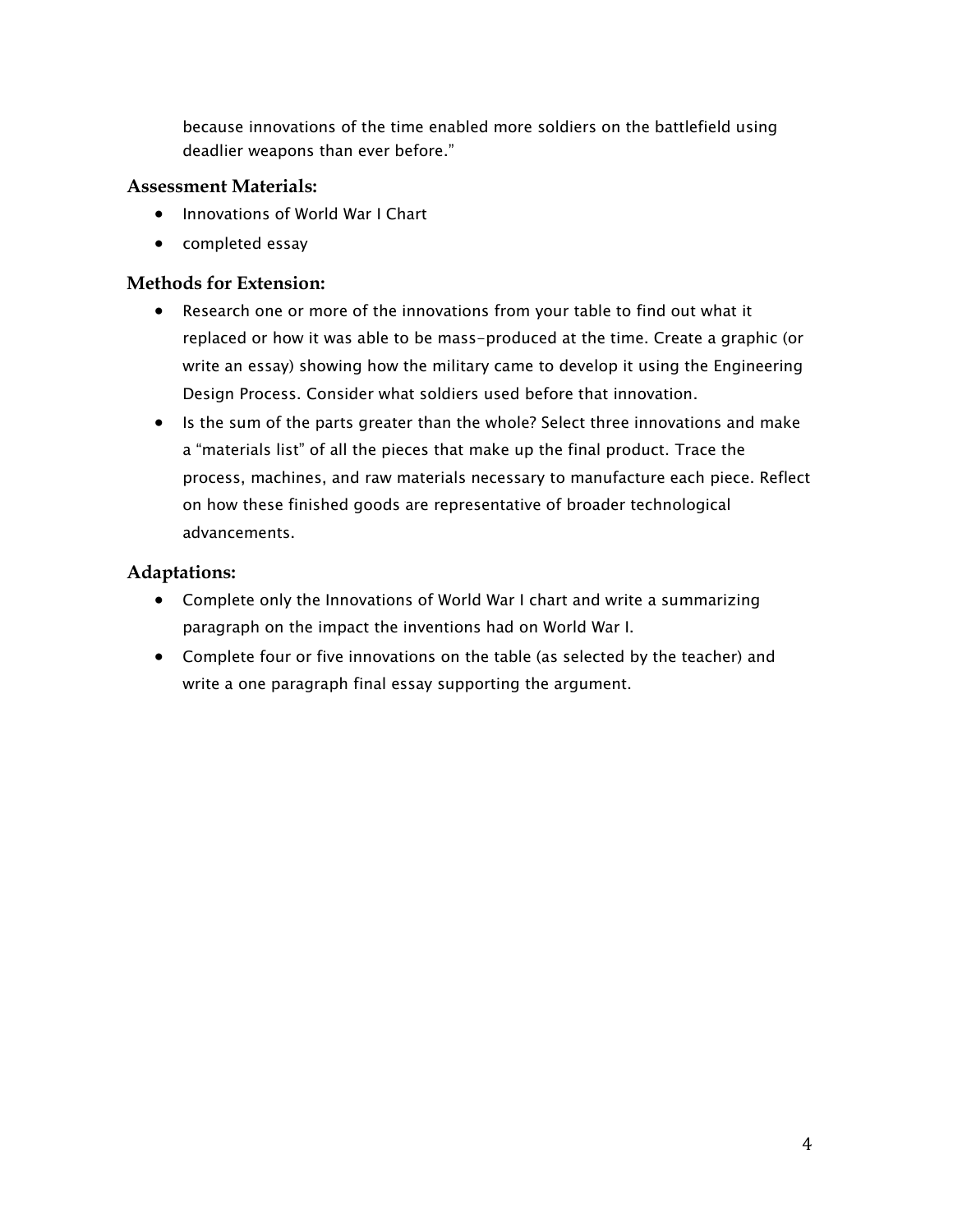because innovations of the time enabled more soldiers on the battlefield using deadlier weapons than ever before."

### Assessment Materials:

- Innovations of World War I Chart
- completed essay

### Methods for Extension:

- Research one or more of the innovations from your table to find out what it replaced or how it was able to be mass-produced at the time. Create a graphic (or write an essay) showing how the military came to develop it using the Engineering Design Process. Consider what soldiers used before that innovation.
- Is the sum of the parts greater than the whole? Select three innovations and make a "materials list" of all the pieces that make up the final product. Trace the process, machines, and raw materials necessary to manufacture each piece. Reflect on how these finished goods are representative of broader technological advancements.

### Adaptations:

- Complete only the Innovations of World War I chart and write a summarizing paragraph on the impact the inventions had on World War I.
- Complete four or five innovations on the table (as selected by the teacher) and write a one paragraph final essay supporting the argument.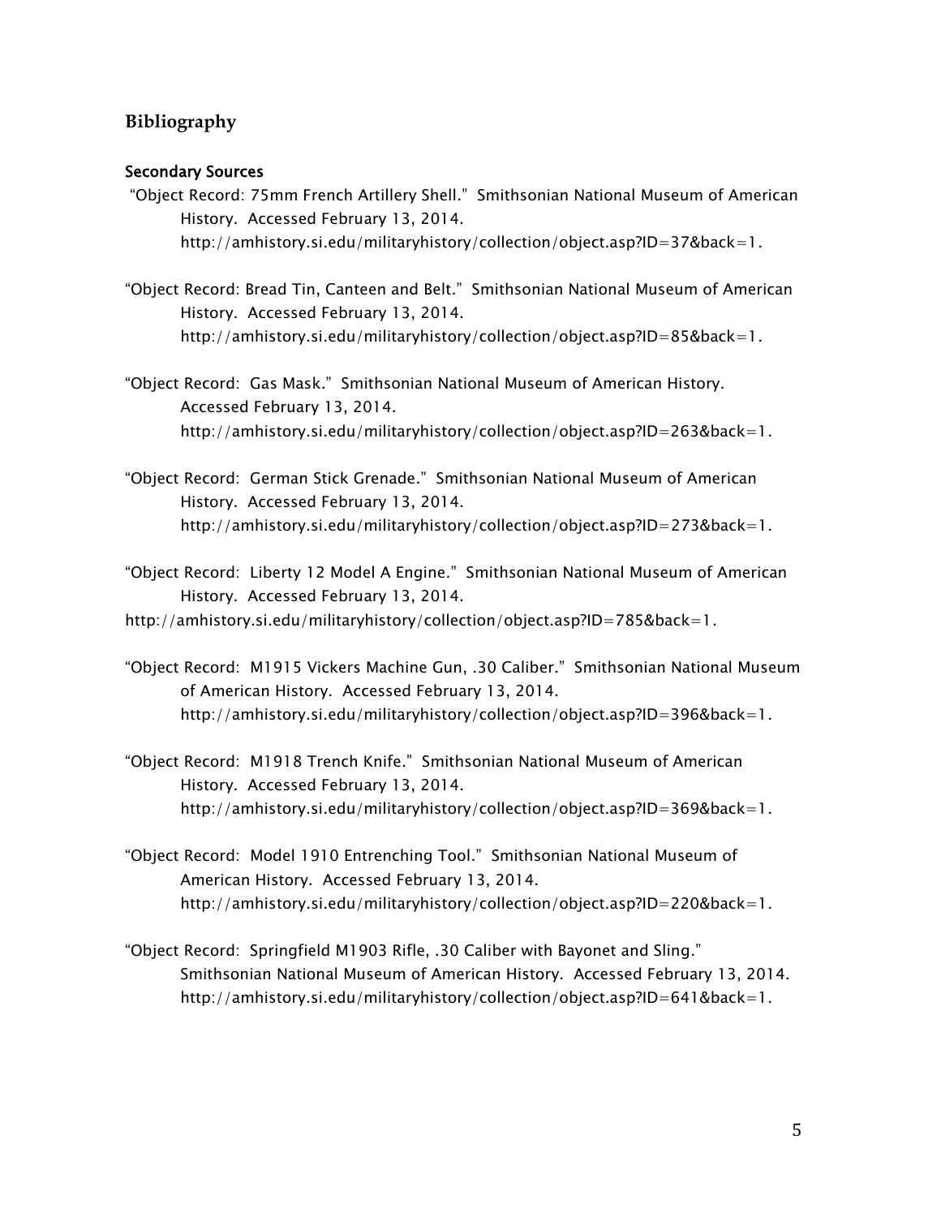## Bibliography

### Secondary Sources

"Object Record: 75mm French Artillery Shell." Smithsonian National Museum of American History. Accessed February 13, 2014. http://amhistory.si.edu/militaryhistory/collection/object.asp?ID=37&back=1.

"Object Record: Bread Tin, Canteen and Belt." Smithsonian National Museum of American History. Accessed February 13, 2014. http://amhistory.si.edu/militaryhistory/collection/object.asp?ID=85&back=1.

"Object Record: Gas Mask." Smithsonian National Museum of American History. Accessed February 13, 2014. http://amhistory.si.edu/militaryhistory/collection/object.asp?ID=263&back=1.

"Object Record: German Stick Grenade." Smithsonian National Museum of American History. Accessed February 13, 2014. http://amhistory.si.edu/militaryhistory/collection/object.asp?ID=273&back=1.

"Object Record: Liberty 12 Model A Engine." Smithsonian National Museum of American History. Accessed February 13, 2014. http://amhistory.si.edu/militaryhistory/collection/object.asp?ID=785&back=1.

"Object Record: M1915 Vickers Machine Gun, .30 Caliber." Smithsonian National Museum of American History. Accessed February 13, 2014. http://amhistory.si.edu/militaryhistory/collection/object.asp?ID=396&back=1.

"Object Record: M1918 Trench Knife." Smithsonian National Museum of American History. Accessed February 13, 2014. http://amhistory.si.edu/militaryhistory/collection/object.asp?ID=369&back=1.

"Object Record: Model 1910 Entrenching Tool." Smithsonian National Museum of American History. Accessed February 13, 2014. http://amhistory.si.edu/militaryhistory/collection/object.asp?ID=220&back=1.

"Object Record: Springfield M1903 Rifle, .30 Caliber with Bayonet and Sling." Smithsonian National Museum of American History. Accessed February 13, 2014. http://amhistory.si.edu/militaryhistory/collection/object.asp?ID=641&back=1.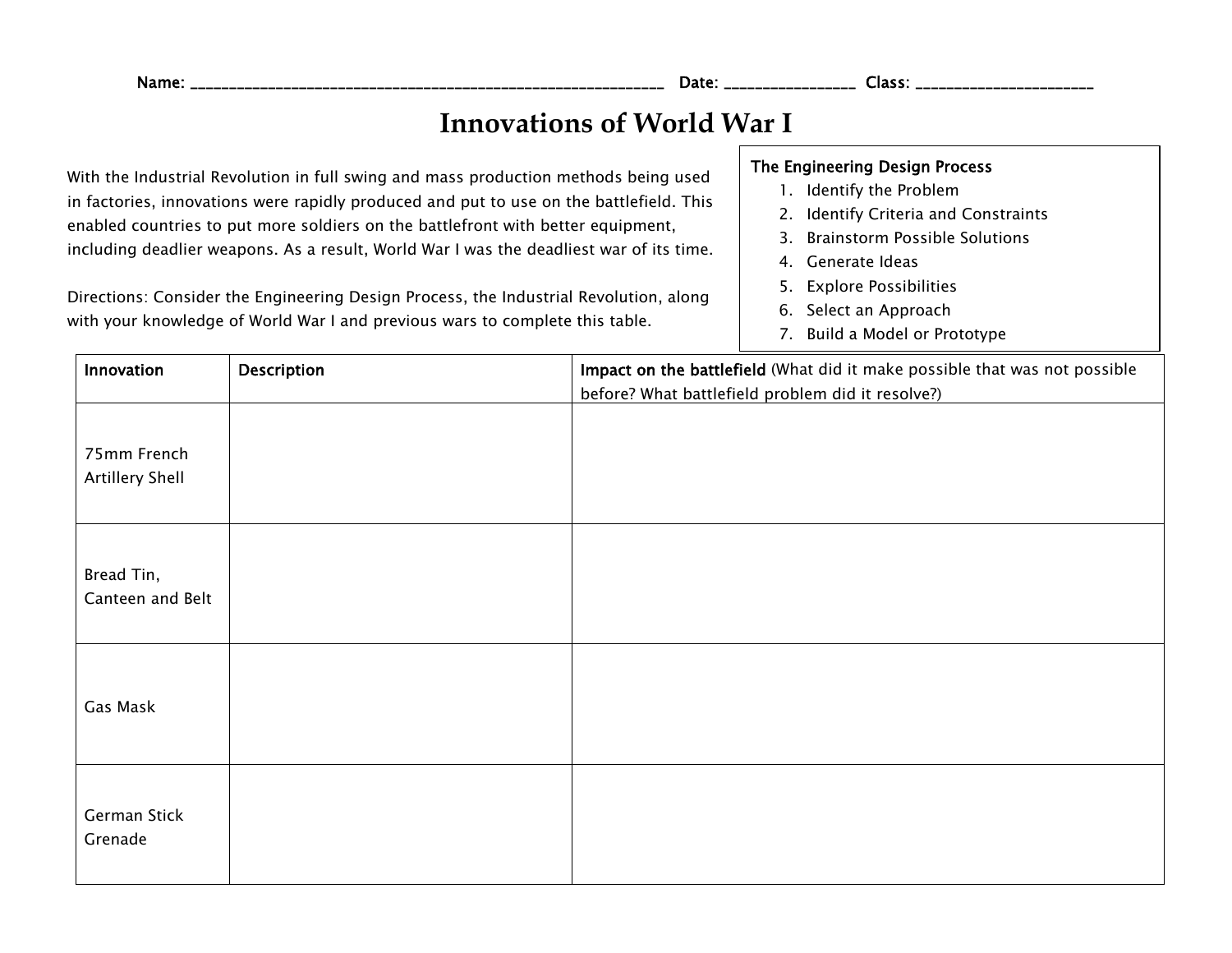Name: ____________________________________________________________ Date: ________________ Class: ______________________

# Innovations of World War I

With the Industrial Revolution in full swing and mass production methods being used in factories, innovations were rapidly produced and put to use on the battlefield. This enabled countries to put more soldiers on the battlefront with better equipment, including deadlier weapons. As a result, World War I was the deadliest war of its time.

Directions: Consider the Engineering Design Process, the Industrial Revolution, along with your knowledge of World War I and previous wars to complete this table.

**The Engineering Design Process**

1. Identify the Problem
2. Identify Criteria and Constraints
3. Brainstorm Possible Solutions
4. Generate Ideas
5. Explore Possibilities
6. Select an Approach
7. Build a Model or Prototype

| Innovation | Description | Impact on the battlefield (What did it make possible that was not possible before? What battlefield problem did it resolve?) |
|---|---|---|
| 75mm French Artillery Shell | | |
| Bread Tin, Canteen and Belt | | |
| Gas Mask | | |
| German Stick Grenade | | |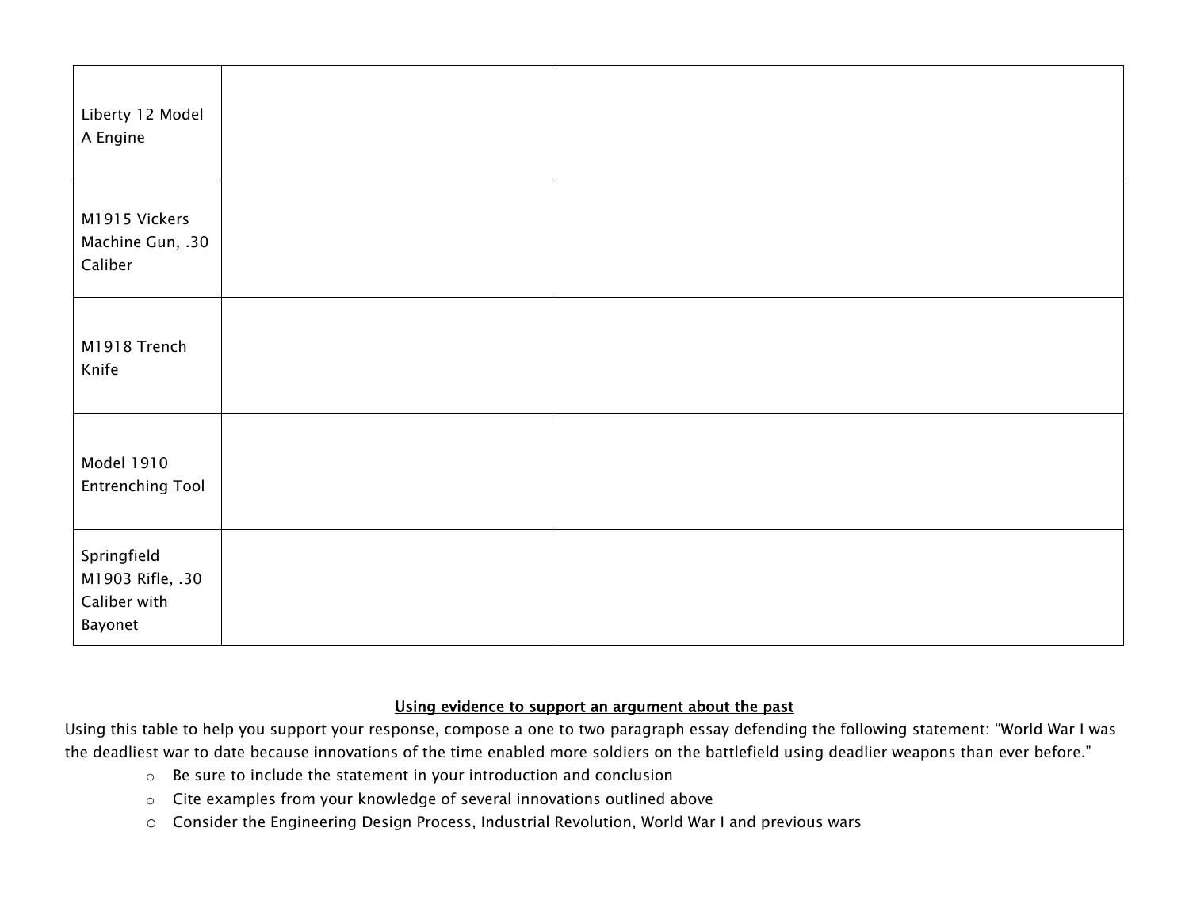| | | |
|---|---|---|
| Liberty 12 Model A Engine | | |
| M1915 Vickers Machine Gun, .30 Caliber | | |
| M1918 Trench Knife | | |
| Model 1910 Entrenching Tool | | |
| Springfield M1903 Rifle, .30 Caliber with Bayonet | | |

## Using evidence to support an argument about the past

Using this table to help you support your response, compose a one to two paragraph essay defending the following statement: "World War I was the deadliest war to date because innovations of the time enabled more soldiers on the battlefield using deadlier weapons than ever before."

- Be sure to include the statement in your introduction and conclusion
- Cite examples from your knowledge of several innovations outlined above
- Consider the Engineering Design Process, Industrial Revolution, World War I and previous wars